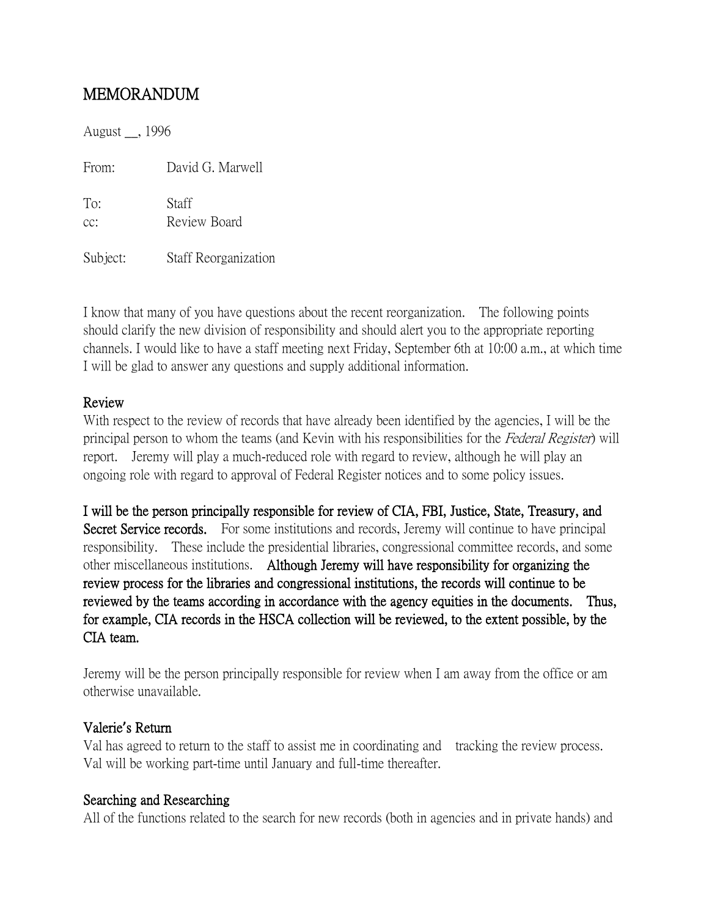# MEMORANDUM

August __, 1996

From: David G. Marwell

To: Staff
cc: Review Board

Subject: Staff Reorganization

I know that many of you have questions about the recent reorganization. The following points should clarify the new division of responsibility and should alert you to the appropriate reporting channels. I would like to have a staff meeting next Friday, September 6th at 10:00 a.m., at which time I will be glad to answer any questions and supply additional information.

## Review

With respect to the review of records that have already been identified by the agencies, I will be the principal person to whom the teams (and Kevin with his responsibilities for the *Federal Register*) will report. Jeremy will play a much-reduced role with regard to review, although he will play an ongoing role with regard to approval of Federal Register notices and to some policy issues.

**I will be the person principally responsible for review of CIA, FBI, Justice, State, Treasury, and Secret Service records.** For some institutions and records, Jeremy will continue to have principal responsibility. These include the presidential libraries, congressional committee records, and some other miscellaneous institutions. **Although Jeremy will have responsibility for organizing the review process for the libraries and congressional institutions, the records will continue to be reviewed by the teams according in accordance with the agency equities in the documents. Thus, for example, CIA records in the HSCA collection will be reviewed, to the extent possible, by the CIA team.**

Jeremy will be the person principally responsible for review when I am away from the office or am otherwise unavailable.

## Valerie's Return

Val has agreed to return to the staff to assist me in coordinating and tracking the review process. Val will be working part-time until January and full-time thereafter.

## Searching and Researching

All of the functions related to the search for new records (both in agencies and in private hands) and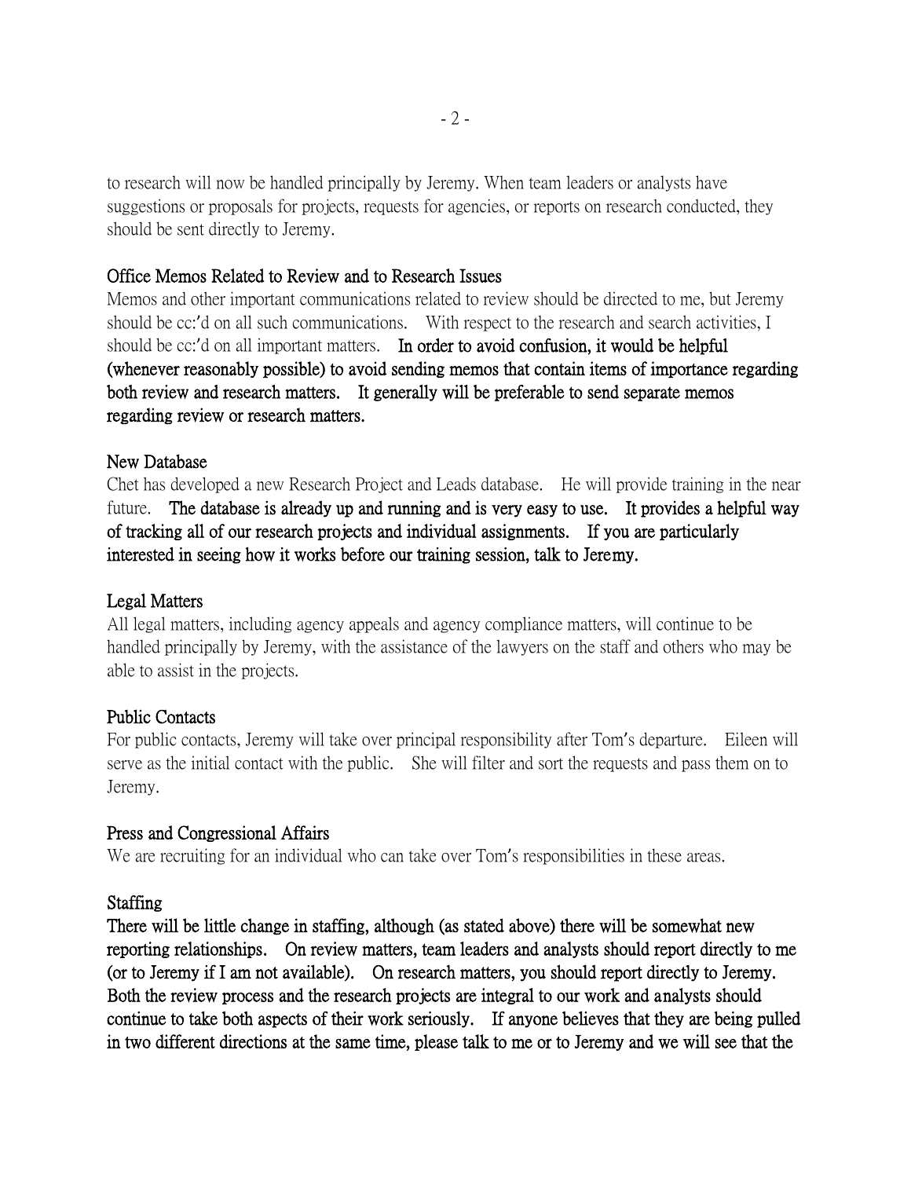to research will now be handled principally by Jeremy. When team leaders or analysts have suggestions or proposals for projects, requests for agencies, or reports on research conducted, they should be sent directly to Jeremy.

### Office Memos Related to Review and to Research Issues

Memos and other important communications related to review should be directed to me, but Jeremy should be cc:'d on all such communications. With respect to the research and search activities, I should be cc:'d on all important matters. **In order to avoid confusion, it would be helpful (whenever reasonably possible) to avoid sending memos that contain items of importance regarding both review and research matters. It generally will be preferable to send separate memos regarding review or research matters.**

### New Database

Chet has developed a new Research Project and Leads database. He will provide training in the near future. **The database is already up and running and is very easy to use. It provides a helpful way of tracking all of our research projects and individual assignments. If you are particularly interested in seeing how it works before our training session, talk to Jeremy.**

### Legal Matters

All legal matters, including agency appeals and agency compliance matters, will continue to be handled principally by Jeremy, with the assistance of the lawyers on the staff and others who may be able to assist in the projects.

### Public Contacts

For public contacts, Jeremy will take over principal responsibility after Tom's departure. Eileen will serve as the initial contact with the public. She will filter and sort the requests and pass them on to Jeremy.

### Press and Congressional Affairs

We are recruiting for an individual who can take over Tom's responsibilities in these areas.

### Staffing

**There will be little change in staffing, although (as stated above) there will be somewhat new reporting relationships. On review matters, team leaders and analysts should report directly to me (or to Jeremy if I am not available). On research matters, you should report directly to Jeremy. Both the review process and the research projects are integral to our work and analysts should continue to take both aspects of their work seriously. If anyone believes that they are being pulled in two different directions at the same time, please talk to me or to Jeremy and we will see that the**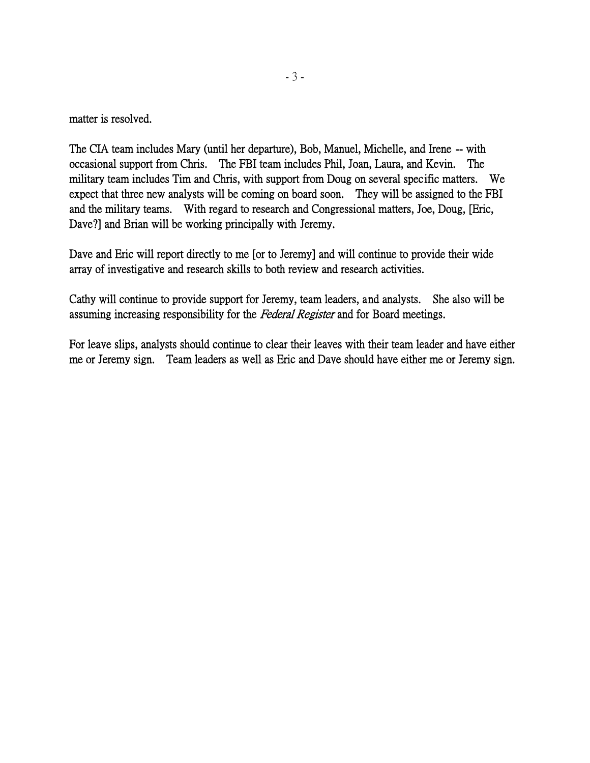matter is resolved.

The CIA team includes Mary (until her departure), Bob, Manuel, Michelle, and Irene -- with occasional support from Chris. The FBI team includes Phil, Joan, Laura, and Kevin. The military team includes Tim and Chris, with support from Doug on several specific matters. We expect that three new analysts will be coming on board soon. They will be assigned to the FBI and the military teams. With regard to research and Congressional matters, Joe, Doug, [Eric, Dave?] and Brian will be working principally with Jeremy.

Dave and Eric will report directly to me [or to Jeremy] and will continue to provide their wide array of investigative and research skills to both review and research activities.

Cathy will continue to provide support for Jeremy, team leaders, and analysts. She also will be assuming increasing responsibility for the *Federal Register* and for Board meetings.

For leave slips, analysts should continue to clear their leaves with their team leader and have either me or Jeremy sign. Team leaders as well as Eric and Dave should have either me or Jeremy sign.